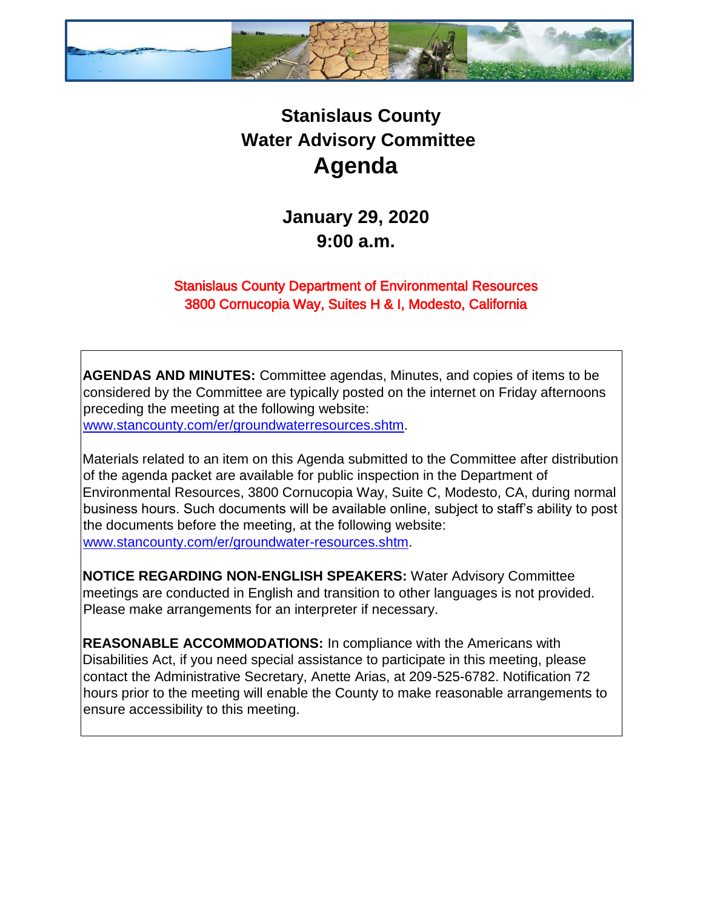# Stanislaus County
# Water Advisory Committee
# Agenda

## January 29, 2020
## 9:00 a.m.

Stanislaus County Department of Environmental Resources
3800 Cornucopia Way, Suites H & I, Modesto, California

**AGENDAS AND MINUTES:** Committee agendas, Minutes, and copies of items to be considered by the Committee are typically posted on the internet on Friday afternoons preceding the meeting at the following website: www.stancounty.com/er/groundwaterresources.shtm.

Materials related to an item on this Agenda submitted to the Committee after distribution of the agenda packet are available for public inspection in the Department of Environmental Resources, 3800 Cornucopia Way, Suite C, Modesto, CA, during normal business hours. Such documents will be available online, subject to staff's ability to post the documents before the meeting, at the following website: www.stancounty.com/er/groundwater-resources.shtm.

**NOTICE REGARDING NON-ENGLISH SPEAKERS:** Water Advisory Committee meetings are conducted in English and transition to other languages is not provided. Please make arrangements for an interpreter if necessary.

**REASONABLE ACCOMMODATIONS:** In compliance with the Americans with Disabilities Act, if you need special assistance to participate in this meeting, please contact the Administrative Secretary, Anette Arias, at 209-525-6782. Notification 72 hours prior to the meeting will enable the County to make reasonable arrangements to ensure accessibility to this meeting.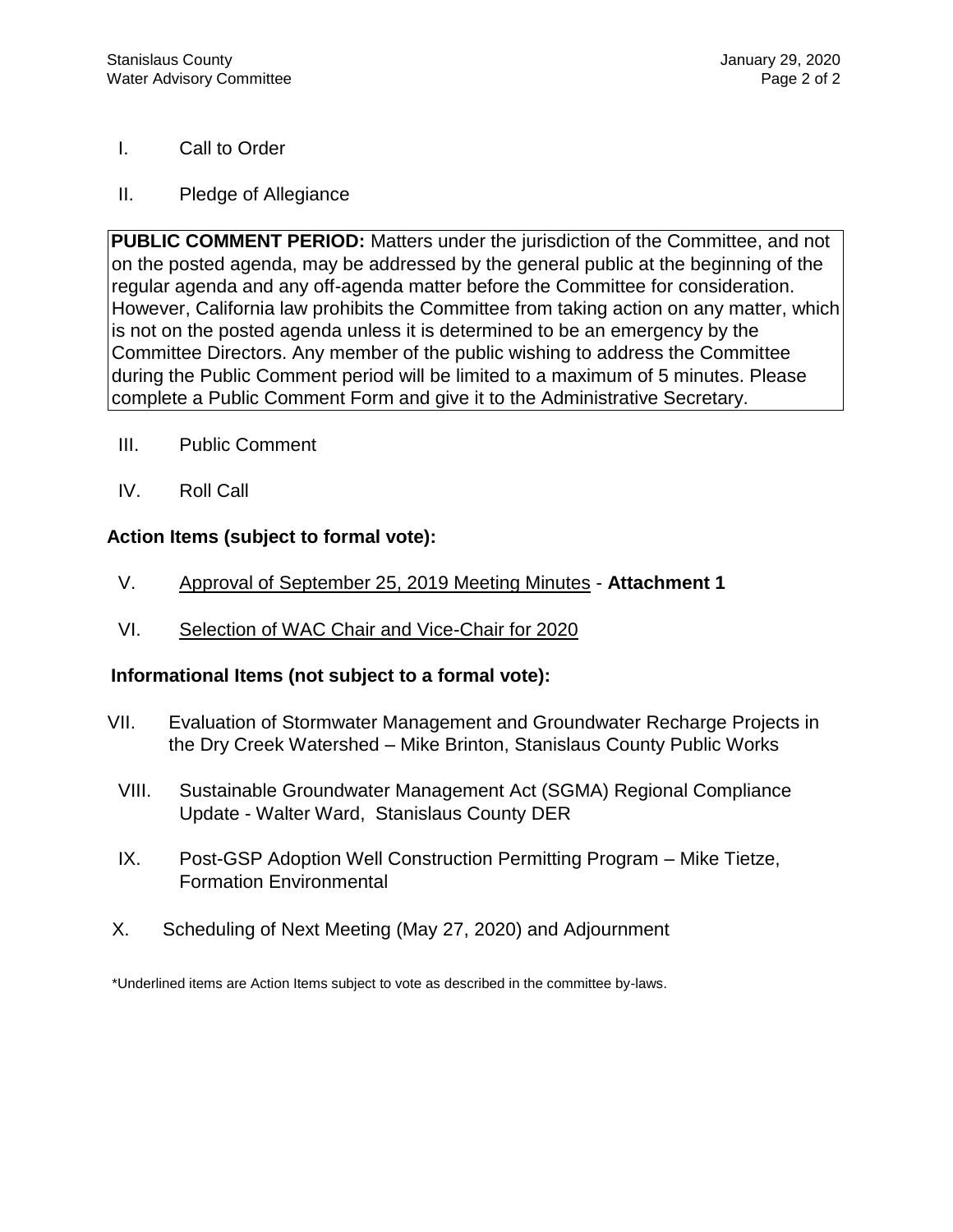I. Call to Order

II. Pledge of Allegiance

**PUBLIC COMMENT PERIOD:** Matters under the jurisdiction of the Committee, and not on the posted agenda, may be addressed by the general public at the beginning of the regular agenda and any off-agenda matter before the Committee for consideration. However, California law prohibits the Committee from taking action on any matter, which is not on the posted agenda unless it is determined to be an emergency by the Committee Directors. Any member of the public wishing to address the Committee during the Public Comment period will be limited to a maximum of 5 minutes. Please complete a Public Comment Form and give it to the Administrative Secretary.

III. Public Comment

IV. Roll Call

**Action Items (subject to formal vote):**

V. <u>Approval of September 25, 2019 Meeting Minutes</u> - **Attachment 1**

VI. <u>Selection of WAC Chair and Vice-Chair for 2020</u>

**Informational Items (not subject to a formal vote):**

VII. Evaluation of Stormwater Management and Groundwater Recharge Projects in the Dry Creek Watershed – Mike Brinton, Stanislaus County Public Works

VIII. Sustainable Groundwater Management Act (SGMA) Regional Compliance Update - Walter Ward, Stanislaus County DER

IX. Post-GSP Adoption Well Construction Permitting Program – Mike Tietze, Formation Environmental

X. Scheduling of Next Meeting (May 27, 2020) and Adjournment

*Underlined items are Action Items subject to vote as described in the committee by-laws.